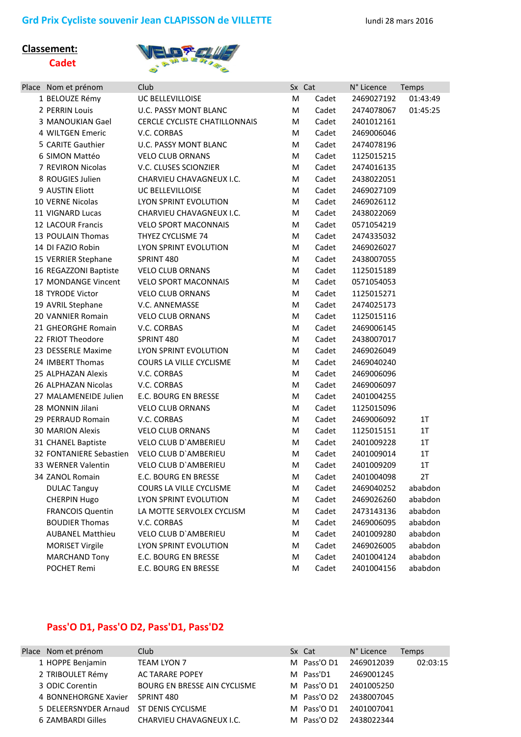# Grd Prix Cycliste souvenir Jean CLAPISSON de VILLETTE

lundi 28 mars 2016

**Classement:**

## Cadet

| Place | Nom et prénom | Club | Sx | Cat | N° Licence | Temps |
|---|---|---|---|---|---|---|
| 1 | BELOUZE Rémy | UC BELLEVILLOISE | M | Cadet | 2469027192 | 01:43:49 |
| 2 | PERRIN Louis | U.C. PASSY MONT BLANC | M | Cadet | 2474078067 | 01:45:25 |
| 3 | MANOUKIAN Gael | CERCLE CYCLISTE CHATILLONNAIS | M | Cadet | 2401012161 | |
| 4 | WILTGEN Emeric | V.C. CORBAS | M | Cadet | 2469006046 | |
| 5 | CARITE Gauthier | U.C. PASSY MONT BLANC | M | Cadet | 2474078196 | |
| 6 | SIMON Mattéo | VELO CLUB ORNANS | M | Cadet | 1125015215 | |
| 7 | REVIRON Nicolas | V.C. CLUSES SCIONZIER | M | Cadet | 2474016135 | |
| 8 | ROUGIES Julien | CHARVIEU CHAVAGNEUX I.C. | M | Cadet | 2438022051 | |
| 9 | AUSTIN Eliott | UC BELLEVILLOISE | M | Cadet | 2469027109 | |
| 10 | VERNE Nicolas | LYON SPRINT EVOLUTION | M | Cadet | 2469026112 | |
| 11 | VIGNARD Lucas | CHARVIEU CHAVAGNEUX I.C. | M | Cadet | 2438022069 | |
| 12 | LACOUR Francis | VELO SPORT MACONNAIS | M | Cadet | 0571054219 | |
| 13 | POULAIN Thomas | THYEZ CYCLISME 74 | M | Cadet | 2474335032 | |
| 14 | DI FAZIO Robin | LYON SPRINT EVOLUTION | M | Cadet | 2469026027 | |
| 15 | VERRIER Stephane | SPRINT 480 | M | Cadet | 2438007055 | |
| 16 | REGAZZONI Baptiste | VELO CLUB ORNANS | M | Cadet | 1125015189 | |
| 17 | MONDANGE Vincent | VELO SPORT MACONNAIS | M | Cadet | 0571054053 | |
| 18 | TYRODE Victor | VELO CLUB ORNANS | M | Cadet | 1125015271 | |
| 19 | AVRIL Stephane | V.C. ANNEMASSE | M | Cadet | 2474025173 | |
| 20 | VANNIER Romain | VELO CLUB ORNANS | M | Cadet | 1125015116 | |
| 21 | GHEORGHE Romain | V.C. CORBAS | M | Cadet | 2469006145 | |
| 22 | FRIOT Theodore | SPRINT 480 | M | Cadet | 2438007017 | |
| 23 | DESSERLE Maxime | LYON SPRINT EVOLUTION | M | Cadet | 2469026049 | |
| 24 | IMBERT Thomas | COURS LA VILLE CYCLISME | M | Cadet | 2469040240 | |
| 25 | ALPHAZAN Alexis | V.C. CORBAS | M | Cadet | 2469006096 | |
| 26 | ALPHAZAN Nicolas | V.C. CORBAS | M | Cadet | 2469006097 | |
| 27 | MALAMENEIDE Julien | E.C. BOURG EN BRESSE | M | Cadet | 2401004255 | |
| 28 | MONNIN Jilani | VELO CLUB ORNANS | M | Cadet | 1125015096 | |
| 29 | PERRAUD Romain | V.C. CORBAS | M | Cadet | 2469006092 | 1T |
| 30 | MARION Alexis | VELO CLUB ORNANS | M | Cadet | 1125015151 | 1T |
| 31 | CHANEL Baptiste | VELO CLUB D`AMBERIEU | M | Cadet | 2401009228 | 1T |
| 32 | FONTANIERE Sebastien | VELO CLUB D`AMBERIEU | M | Cadet | 2401009014 | 1T |
| 33 | WERNER Valentin | VELO CLUB D`AMBERIEU | M | Cadet | 2401009209 | 1T |
| 34 | ZANOL Romain | E.C. BOURG EN BRESSE | M | Cadet | 2401004098 | 2T |
| | DULAC Tanguy | COURS LA VILLE CYCLISME | M | Cadet | 2469040252 | ababdon |
| | CHERPIN Hugo | LYON SPRINT EVOLUTION | M | Cadet | 2469026260 | ababdon |
| | FRANCOIS Quentin | LA MOTTE SERVOLEX CYCLISM | M | Cadet | 2473143136 | ababdon |
| | BOUDIER Thomas | V.C. CORBAS | M | Cadet | 2469006095 | ababdon |
| | AUBANEL Matthieu | VELO CLUB D`AMBERIEU | M | Cadet | 2401009280 | ababdon |
| | MORISET Virgile | LYON SPRINT EVOLUTION | M | Cadet | 2469026005 | ababdon |
| | MARCHAND Tony | E.C. BOURG EN BRESSE | M | Cadet | 2401004124 | ababdon |
| | POCHET Remi | E.C. BOURG EN BRESSE | M | Cadet | 2401004156 | ababdon |

## Pass'O D1, Pass'O D2, Pass'D1, Pass'D2

| Place | Nom et prénom | Club | Sx | Cat | N° Licence | Temps |
|---|---|---|---|---|---|---|
| 1 | HOPPE Benjamin | TEAM LYON 7 | M | Pass'O D1 | 2469012039 | 02:03:15 |
| 2 | TRIBOULET Rémy | AC TARARE POPEY | M | Pass'D1 | 2469001245 | |
| 3 | ODIC Corentin | BOURG EN BRESSE AIN CYCLISME | M | Pass'O D1 | 2401005250 | |
| 4 | BONNEHORGNE Xavier | SPRINT 480 | M | Pass'O D2 | 2438007045 | |
| 5 | DELEERSNYDER Arnaud | ST DENIS CYCLISME | M | Pass'O D1 | 2401007041 | |
| 6 | ZAMBARDI Gilles | CHARVIEU CHAVAGNEUX I.C. | M | Pass'O D2 | 2438022344 | |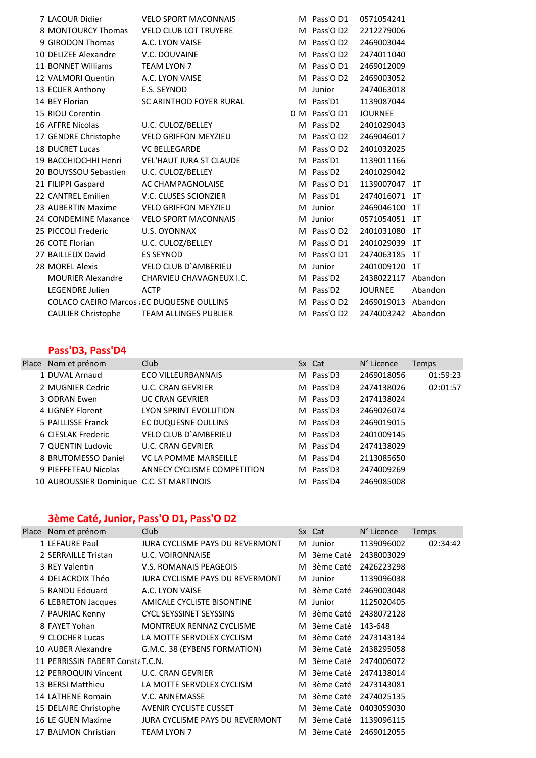| Place | Nom et prénom | Club | | Sx | Cat | N° Licence | Temps |
|---|---|---|---|---|---|---|---|
| 7 | LACOUR Didier | VELO SPORT MACONNAIS | | M | Pass'O D1 | 0571054241 | |
| 8 | MONTOURCY Thomas | VELO CLUB LOT TRUYERE | | M | Pass'O D2 | 2212279006 | |
| 9 | GIRODON Thomas | A.C. LYON VAISE | | M | Pass'O D2 | 2469003044 | |
| 10 | DELIZEE Alexandre | V.C. DOUVAINE | | M | Pass'O D2 | 2474011040 | |
| 11 | BONNET Williams | TEAM LYON 7 | | M | Pass'O D1 | 2469012009 | |
| 12 | VALMORI Quentin | A.C. LYON VAISE | | M | Pass'O D2 | 2469003052 | |
| 13 | ECUER Anthony | E.S. SEYNOD | | M | Junior | 2474063018 | |
| 14 | BEY Florian | SC ARINTHOD FOYER RURAL | | M | Pass'D1 | 1139087044 | |
| 15 | RIOU Corentin | | 0 | M | Pass'O D1 | JOURNEE | |
| 16 | AFFRE Nicolas | U.C. CULOZ/BELLEY | | M | Pass'D2 | 2401029043 | |
| 17 | GENDRE Christophe | VELO GRIFFON MEYZIEU | | M | Pass'O D2 | 2469046017 | |
| 18 | DUCRET Lucas | VC BELLEGARDE | | M | Pass'O D2 | 2401032025 | |
| 19 | BACCHIOCHHI Henri | VEL'HAUT JURA ST CLAUDE | | M | Pass'D1 | 1139011166 | |
| 20 | BOUYSSOU Sebastien | U.C. CULOZ/BELLEY | | M | Pass'D2 | 2401029042 | |
| 21 | FILIPPI Gaspard | AC CHAMPAGNOLAISE | | M | Pass'O D1 | 1139007047 | 1T |
| 22 | CANTREL Emilien | V.C. CLUSES SCIONZIER | | M | Pass'D1 | 2474016071 | 1T |
| 23 | AUBERTIN Maxime | VELO GRIFFON MEYZIEU | | M | Junior | 2469046100 | 1T |
| 24 | CONDEMINE Maxance | VELO SPORT MACONNAIS | | M | Junior | 0571054051 | 1T |
| 25 | PICCOLI Frederic | U.S. OYONNAX | | M | Pass'O D2 | 2401031080 | 1T |
| 26 | COTE Florian | U.C. CULOZ/BELLEY | | M | Pass'O D1 | 2401029039 | 1T |
| 27 | BAILLEUX David | ES SEYNOD | | M | Pass'O D1 | 2474063185 | 1T |
| 28 | MOREL Alexis | VELO CLUB D`AMBERIEU | | M | Junior | 2401009120 | 1T |
| | MOURIER Alexandre | CHARVIEU CHAVAGNEUX I.C. | | M | Pass'D2 | 2438022117 | Abandon |
| | LEGENDRE Julien | ACTP | | M | Pass'D2 | JOURNEE | Abandon |
| | COLACO CAEIRO Marcos | EC DUQUESNE OULLINS | | M | Pass'O D2 | 2469019013 | Abandon |
| | CAULIER Christophe | TEAM ALLINGES PUBLIER | | M | Pass'O D2 | 2474003242 | Abandon |

## Pass'D3, Pass'D4

| Place | Nom et prénom | Club | Sx | Cat | N° Licence | Temps |
|---|---|---|---|---|---|---|
| 1 | DUVAL Arnaud | ECO VILLEURBANNAIS | M | Pass'D3 | 2469018056 | 01:59:23 |
| 2 | MUGNIER Cedric | U.C. CRAN GEVRIER | M | Pass'D3 | 2474138026 | 02:01:57 |
| 3 | ODRAN Ewen | UC CRAN GEVRIER | M | Pass'D3 | 2474138024 | |
| 4 | LIGNEY Florent | LYON SPRINT EVOLUTION | M | Pass'D3 | 2469026074 | |
| 5 | PAILLISSE Franck | EC DUQUESNE OULLINS | M | Pass'D3 | 2469019015 | |
| 6 | CIESLAK Frederic | VELO CLUB D`AMBERIEU | M | Pass'D3 | 2401009145 | |
| 7 | QUENTIN Ludovic | U.C. CRAN GEVRIER | M | Pass'D4 | 2474138029 | |
| 8 | BRUTOMESSO Daniel | VC LA POMME MARSEILLE | M | Pass'D4 | 2113085650 | |
| 9 | PIEFFETEAU Nicolas | ANNECY CYCLISME COMPETITION | M | Pass'D3 | 2474009269 | |
| 10 | AUBOUSSIER Dominique | C.C. ST MARTINOIS | M | Pass'D4 | 2469085008 | |

## 3ème Caté, Junior, Pass'O D1, Pass'O D2

| Place | Nom et prénom | Club | Sx | Cat | N° Licence | Temps |
|---|---|---|---|---|---|---|
| 1 | LEFAURE Paul | JURA CYCLISME PAYS DU REVERMONT | M | Junior | 1139096002 | 02:34:42 |
| 2 | SERRAILLE Tristan | U.C. VOIRONNAISE | M | 3ème Caté | 2438003029 | |
| 3 | REY Valentin | V.S. ROMANAIS PEAGEOIS | M | 3ème Caté | 2426223298 | |
| 4 | DELACROIX Théo | JURA CYCLISME PAYS DU REVERMONT | M | Junior | 1139096038 | |
| 5 | RANDU Edouard | A.C. LYON VAISE | M | 3ème Caté | 2469003048 | |
| 6 | LEBRETON Jacques | AMICALE CYCLISTE BISONTINE | M | Junior | 1125020405 | |
| 7 | PAURIAC Kenny | CYCL SEYSSINET SEYSSINS | M | 3ème Caté | 2438072128 | |
| 8 | FAYET Yohan | MONTREUX RENNAZ CYCLISME | M | 3ème Caté | 143-648 | |
| 9 | CLOCHER Lucas | LA MOTTE SERVOLEX CYCLISM | M | 3ème Caté | 2473143134 | |
| 10 | AUBER Alexandre | G.M.C. 38 (EYBENS FORMATION) | M | 3ème Caté | 2438295058 | |
| 11 | PERRISSIN FABERT Consta | T.C.N. | M | 3ème Caté | 2474006072 | |
| 12 | PERROQUIN Vincent | U.C. CRAN GEVRIER | M | 3ème Caté | 2474138014 | |
| 13 | BERSI Matthieu | LA MOTTE SERVOLEX CYCLISM | M | 3ème Caté | 2473143081 | |
| 14 | LATHENE Romain | V.C. ANNEMASSE | M | 3ème Caté | 2474025135 | |
| 15 | DELAIRE Christophe | AVENIR CYCLISTE CUSSET | M | 3ème Caté | 0403059030 | |
| 16 | LE GUEN Maxime | JURA CYCLISME PAYS DU REVERMONT | M | 3ème Caté | 1139096115 | |
| 17 | BALMON Christian | TEAM LYON 7 | M | 3ème Caté | 2469012055 | |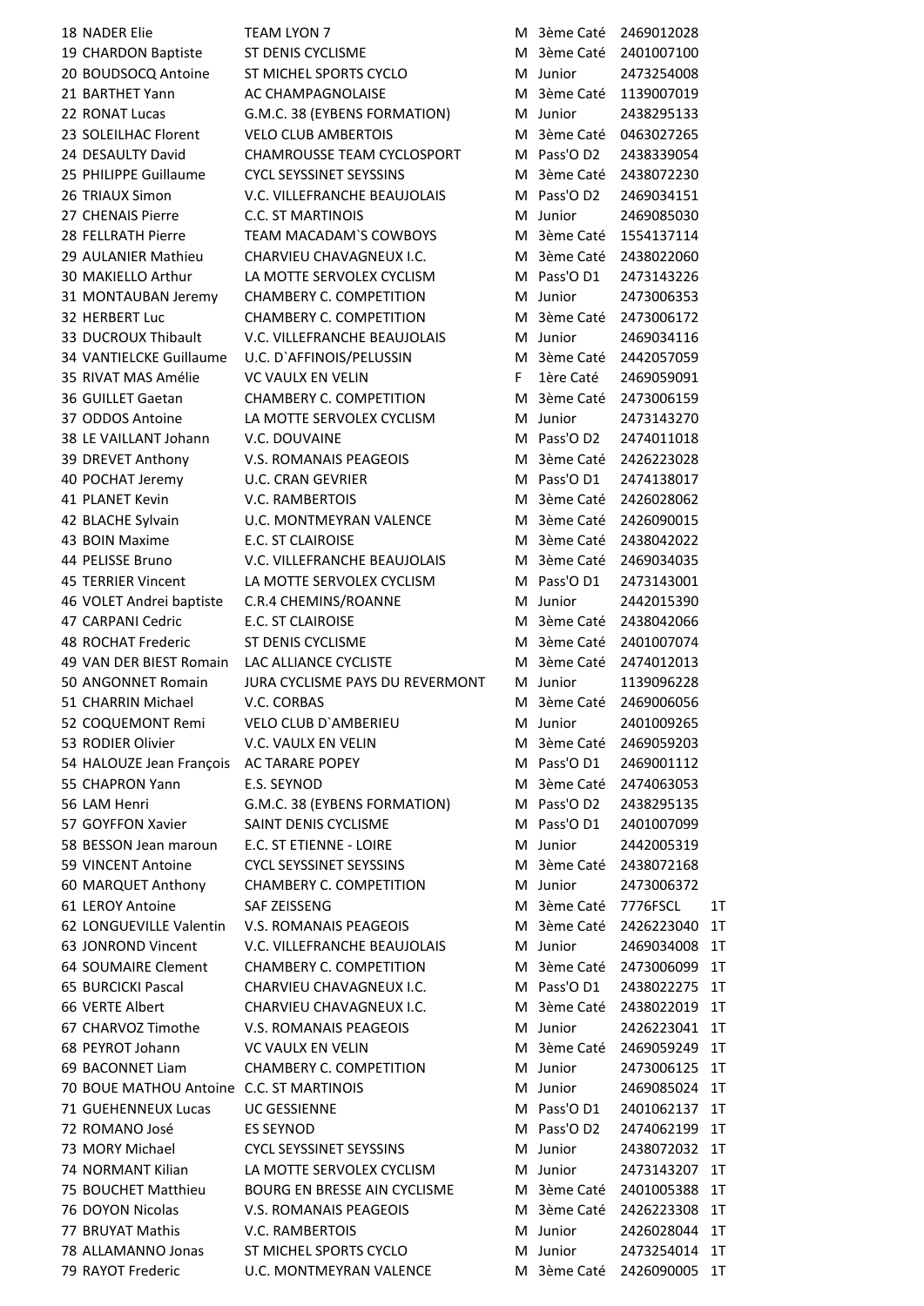| | | | | | | |
|---|---|---|---|---|---|---|
| 18 | NADER Elie | TEAM LYON 7 | M | 3ème Caté | 2469012028 | |
| 19 | CHARDON Baptiste | ST DENIS CYCLISME | M | 3ème Caté | 2401007100 | |
| 20 | BOUDSOCQ Antoine | ST MICHEL SPORTS CYCLO | M | Junior | 2473254008 | |
| 21 | BARTHET Yann | AC CHAMPAGNOLAISE | M | 3ème Caté | 1139007019 | |
| 22 | RONAT Lucas | G.M.C. 38 (EYBENS FORMATION) | M | Junior | 2438295133 | |
| 23 | SOLEILHAC Florent | VELO CLUB AMBERTOIS | M | 3ème Caté | 0463027265 | |
| 24 | DESAULTY David | CHAMROUSSE TEAM CYCLOSPORT | M | Pass'O D2 | 2438339054 | |
| 25 | PHILIPPE Guillaume | CYCL SEYSSINET SEYSSINS | M | 3ème Caté | 2438072230 | |
| 26 | TRIAUX Simon | V.C. VILLEFRANCHE BEAUJOLAIS | M | Pass'O D2 | 2469034151 | |
| 27 | CHENAIS Pierre | C.C. ST MARTINOIS | M | Junior | 2469085030 | |
| 28 | FELLRATH Pierre | TEAM MACADAM`S COWBOYS | M | 3ème Caté | 1554137114 | |
| 29 | AULANIER Mathieu | CHARVIEU CHAVAGNEUX I.C. | M | 3ème Caté | 2438022060 | |
| 30 | MAKIELLO Arthur | LA MOTTE SERVOLEX CYCLISM | M | Pass'O D1 | 2473143226 | |
| 31 | MONTAUBAN Jeremy | CHAMBERY C. COMPETITION | M | Junior | 2473006353 | |
| 32 | HERBERT Luc | CHAMBERY C. COMPETITION | M | 3ème Caté | 2473006172 | |
| 33 | DUCROUX Thibault | V.C. VILLEFRANCHE BEAUJOLAIS | M | Junior | 2469034116 | |
| 34 | VANTIELCKE Guillaume | U.C. D`AFFINOIS/PELUSSIN | M | 3ème Caté | 2442057059 | |
| 35 | RIVAT MAS Amélie | VC VAULX EN VELIN | F | 1ère Caté | 2469059091 | |
| 36 | GUILLET Gaetan | CHAMBERY C. COMPETITION | M | 3ème Caté | 2473006159 | |
| 37 | ODDOS Antoine | LA MOTTE SERVOLEX CYCLISM | M | Junior | 2473143270 | |
| 38 | LE VAILLANT Johann | V.C. DOUVAINE | M | Pass'O D2 | 2474011018 | |
| 39 | DREVET Anthony | V.S. ROMANAIS PEAGEOIS | M | 3ème Caté | 2426223028 | |
| 40 | POCHAT Jeremy | U.C. CRAN GEVRIER | M | Pass'O D1 | 2474138017 | |
| 41 | PLANET Kevin | V.C. RAMBERTOIS | M | 3ème Caté | 2426028062 | |
| 42 | BLACHE Sylvain | U.C. MONTMEYRAN VALENCE | M | 3ème Caté | 2426090015 | |
| 43 | BOIN Maxime | E.C. ST CLAIROISE | M | 3ème Caté | 2438042022 | |
| 44 | PELISSE Bruno | V.C. VILLEFRANCHE BEAUJOLAIS | M | 3ème Caté | 2469034035 | |
| 45 | TERRIER Vincent | LA MOTTE SERVOLEX CYCLISM | M | Pass'O D1 | 2473143001 | |
| 46 | VOLET Andrei baptiste | C.R.4 CHEMINS/ROANNE | M | Junior | 2442015390 | |
| 47 | CARPANI Cedric | E.C. ST CLAIROISE | M | 3ème Caté | 2438042066 | |
| 48 | ROCHAT Frederic | ST DENIS CYCLISME | M | 3ème Caté | 2401007074 | |
| 49 | VAN DER BIEST Romain | LAC ALLIANCE CYCLISTE | M | 3ème Caté | 2474012013 | |
| 50 | ANGONNET Romain | JURA CYCLISME PAYS DU REVERMONT | M | Junior | 1139096228 | |
| 51 | CHARRIN Michael | V.C. CORBAS | M | 3ème Caté | 2469006056 | |
| 52 | COQUEMONT Remi | VELO CLUB D`AMBERIEU | M | Junior | 2401009265 | |
| 53 | RODIER Olivier | V.C. VAULX EN VELIN | M | 3ème Caté | 2469059203 | |
| 54 | HALOUZE Jean François | AC TARARE POPEY | M | Pass'O D1 | 2469001112 | |
| 55 | CHAPRON Yann | E.S. SEYNOD | M | 3ème Caté | 2474063053 | |
| 56 | LAM Henri | G.M.C. 38 (EYBENS FORMATION) | M | Pass'O D2 | 2438295135 | |
| 57 | GOYFFON Xavier | SAINT DENIS CYCLISME | M | Pass'O D1 | 2401007099 | |
| 58 | BESSON Jean maroun | E.C. ST ETIENNE - LOIRE | M | Junior | 2442005319 | |
| 59 | VINCENT Antoine | CYCL SEYSSINET SEYSSINS | M | 3ème Caté | 2438072168 | |
| 60 | MARQUET Anthony | CHAMBERY C. COMPETITION | M | Junior | 2473006372 | |
| 61 | LEROY Antoine | SAF ZEISSENG | M | 3ème Caté | 7776FSCL | 1T |
| 62 | LONGUEVILLE Valentin | V.S. ROMANAIS PEAGEOIS | M | 3ème Caté | 2426223040 | 1T |
| 63 | JONROND Vincent | V.C. VILLEFRANCHE BEAUJOLAIS | M | Junior | 2469034008 | 1T |
| 64 | SOUMAIRE Clement | CHAMBERY C. COMPETITION | M | 3ème Caté | 2473006099 | 1T |
| 65 | BURCICKI Pascal | CHARVIEU CHAVAGNEUX I.C. | M | Pass'O D1 | 2438022275 | 1T |
| 66 | VERTE Albert | CHARVIEU CHAVAGNEUX I.C. | M | 3ème Caté | 2438022019 | 1T |
| 67 | CHARVOZ Timothe | V.S. ROMANAIS PEAGEOIS | M | Junior | 2426223041 | 1T |
| 68 | PEYROT Johann | VC VAULX EN VELIN | M | 3ème Caté | 2469059249 | 1T |
| 69 | BACONNET Liam | CHAMBERY C. COMPETITION | M | Junior | 2473006125 | 1T |
| 70 | BOUE MATHOU Antoine | C.C. ST MARTINOIS | M | Junior | 2469085024 | 1T |
| 71 | GUEHENNEUX Lucas | UC GESSIENNE | M | Pass'O D1 | 2401062137 | 1T |
| 72 | ROMANO José | ES SEYNOD | M | Pass'O D2 | 2474062199 | 1T |
| 73 | MORY Michael | CYCL SEYSSINET SEYSSINS | M | Junior | 2438072032 | 1T |
| 74 | NORMANT Kilian | LA MOTTE SERVOLEX CYCLISM | M | Junior | 2473143207 | 1T |
| 75 | BOUCHET Matthieu | BOURG EN BRESSE AIN CYCLISME | M | 3ème Caté | 2401005388 | 1T |
| 76 | DOYON Nicolas | V.S. ROMANAIS PEAGEOIS | M | 3ème Caté | 2426223308 | 1T |
| 77 | BRUYAT Mathis | V.C. RAMBERTOIS | M | Junior | 2426028044 | 1T |
| 78 | ALLAMANNO Jonas | ST MICHEL SPORTS CYCLO | M | Junior | 2473254014 | 1T |
| 79 | RAYOT Frederic | U.C. MONTMEYRAN VALENCE | M | 3ème Caté | 2426090005 | 1T |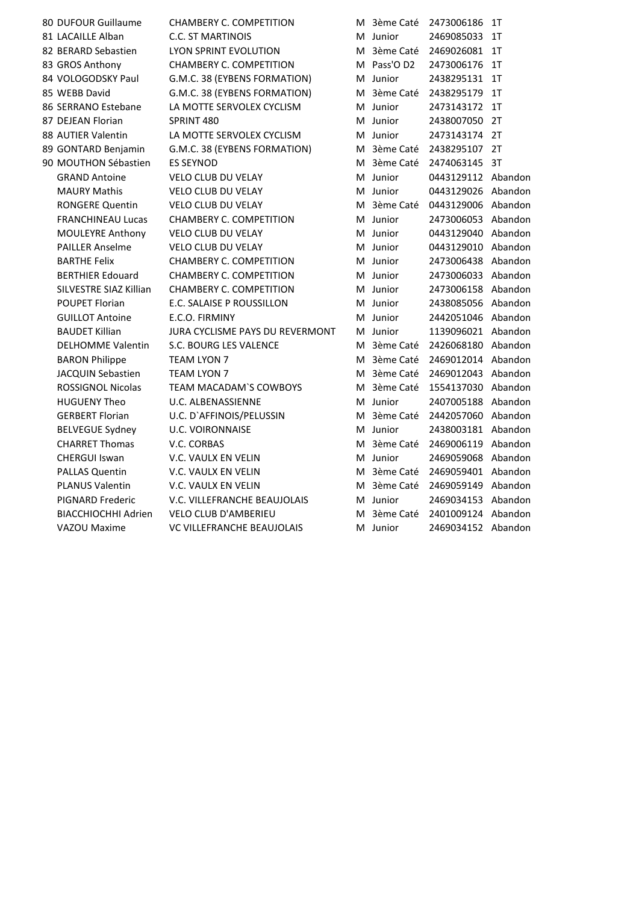| | | | | | | |
|---|---|---|---|---|---|---|
| 80 | DUFOUR Guillaume | CHAMBERY C. COMPETITION | M | 3ème Caté | 2473006186 | 1T |
| 81 | LACAILLE Alban | C.C. ST MARTINOIS | M | Junior | 2469085033 | 1T |
| 82 | BERARD Sebastien | LYON SPRINT EVOLUTION | M | 3ème Caté | 2469026081 | 1T |
| 83 | GROS Anthony | CHAMBERY C. COMPETITION | M | Pass'O D2 | 2473006176 | 1T |
| 84 | VOLOGODSKY Paul | G.M.C. 38 (EYBENS FORMATION) | M | Junior | 2438295131 | 1T |
| 85 | WEBB David | G.M.C. 38 (EYBENS FORMATION) | M | 3ème Caté | 2438295179 | 1T |
| 86 | SERRANO Estebane | LA MOTTE SERVOLEX CYCLISM | M | Junior | 2473143172 | 1T |
| 87 | DEJEAN Florian | SPRINT 480 | M | Junior | 2438007050 | 2T |
| 88 | AUTIER Valentin | LA MOTTE SERVOLEX CYCLISM | M | Junior | 2473143174 | 2T |
| 89 | GONTARD Benjamin | G.M.C. 38 (EYBENS FORMATION) | M | 3ème Caté | 2438295107 | 2T |
| 90 | MOUTHON Sébastien | ES SEYNOD | M | 3ème Caté | 2474063145 | 3T |
| | GRAND Antoine | VELO CLUB DU VELAY | M | Junior | 0443129112 | Abandon |
| | MAURY Mathis | VELO CLUB DU VELAY | M | Junior | 0443129026 | Abandon |
| | RONGERE Quentin | VELO CLUB DU VELAY | M | 3ème Caté | 0443129006 | Abandon |
| | FRANCHINEAU Lucas | CHAMBERY C. COMPETITION | M | Junior | 2473006053 | Abandon |
| | MOULEYRE Anthony | VELO CLUB DU VELAY | M | Junior | 0443129040 | Abandon |
| | PAILLER Anselme | VELO CLUB DU VELAY | M | Junior | 0443129010 | Abandon |
| | BARTHE Felix | CHAMBERY C. COMPETITION | M | Junior | 2473006438 | Abandon |
| | BERTHIER Edouard | CHAMBERY C. COMPETITION | M | Junior | 2473006033 | Abandon |
| | SILVESTRE SIAZ Killian | CHAMBERY C. COMPETITION | M | Junior | 2473006158 | Abandon |
| | POUPET Florian | E.C. SALAISE P ROUSSILLON | M | Junior | 2438085056 | Abandon |
| | GUILLOT Antoine | E.C.O. FIRMINY | M | Junior | 2442051046 | Abandon |
| | BAUDET Killian | JURA CYCLISME PAYS DU REVERMONT | M | Junior | 1139096021 | Abandon |
| | DELHOMME Valentin | S.C. BOURG LES VALENCE | M | 3ème Caté | 2426068180 | Abandon |
| | BARON Philippe | TEAM LYON 7 | M | 3ème Caté | 2469012014 | Abandon |
| | JACQUIN Sebastien | TEAM LYON 7 | M | 3ème Caté | 2469012043 | Abandon |
| | ROSSIGNOL Nicolas | TEAM MACADAM`S COWBOYS | M | 3ème Caté | 1554137030 | Abandon |
| | HUGUENY Theo | U.C. ALBENASSIENNE | M | Junior | 2407005188 | Abandon |
| | GERBERT Florian | U.C. D`AFFINOIS/PELUSSIN | M | 3ème Caté | 2442057060 | Abandon |
| | BELVEGUE Sydney | U.C. VOIRONNAISE | M | Junior | 2438003181 | Abandon |
| | CHARRET Thomas | V.C. CORBAS | M | 3ème Caté | 2469006119 | Abandon |
| | CHERGUI Iswan | V.C. VAULX EN VELIN | M | Junior | 2469059068 | Abandon |
| | PALLAS Quentin | V.C. VAULX EN VELIN | M | 3ème Caté | 2469059401 | Abandon |
| | PLANUS Valentin | V.C. VAULX EN VELIN | M | 3ème Caté | 2469059149 | Abandon |
| | PIGNARD Frederic | V.C. VILLEFRANCHE BEAUJOLAIS | M | Junior | 2469034153 | Abandon |
| | BIACCHIOCHHI Adrien | VELO CLUB D'AMBERIEU | M | 3ème Caté | 2401009124 | Abandon |
| | VAZOU Maxime | VC VILLEFRANCHE BEAUJOLAIS | M | Junior | 2469034152 | Abandon |